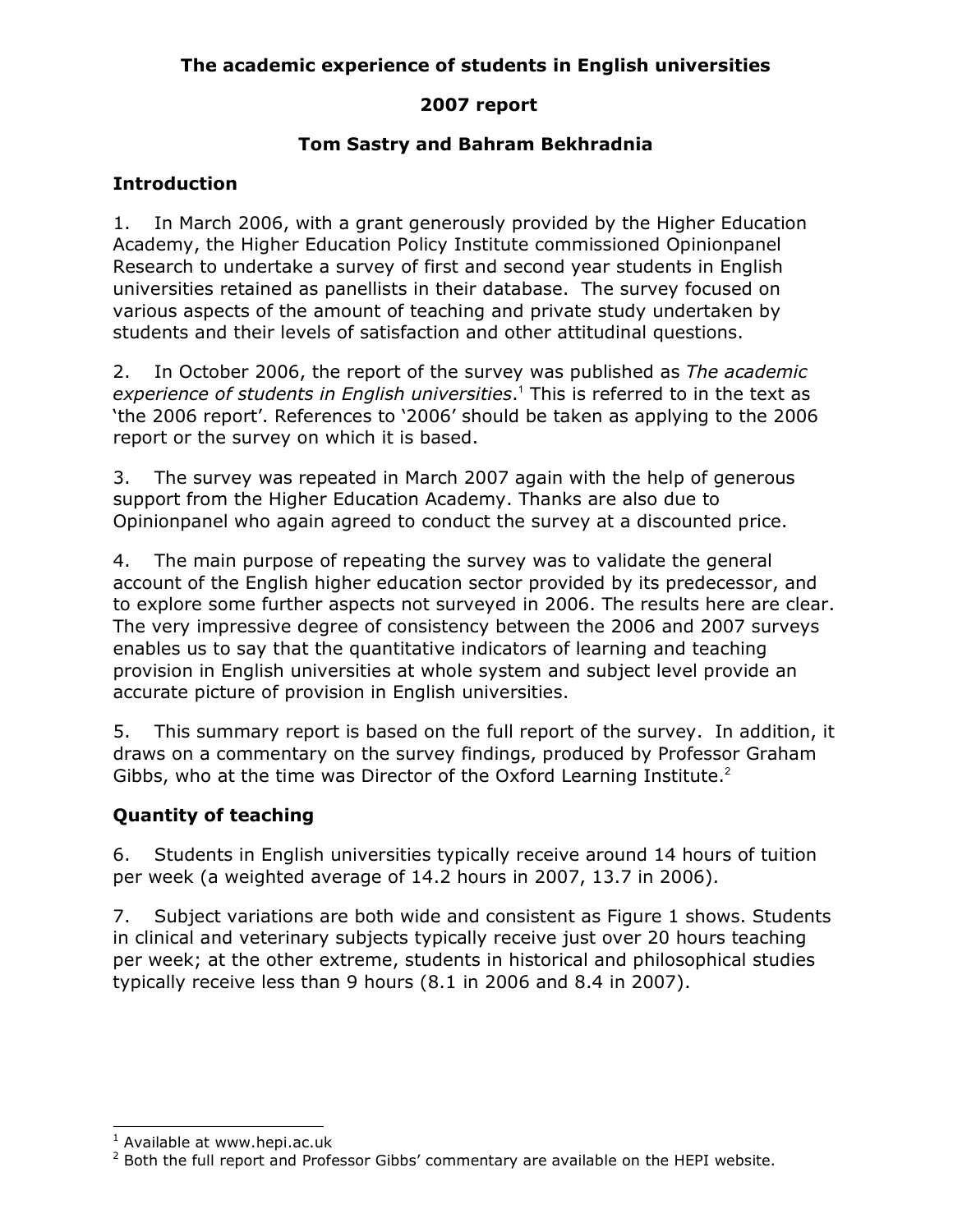**The academic experience of students in English universities**

**2007 report**

**Tom Sastry and Bahram Bekhradnia**

## Introduction

1. In March 2006, with a grant generously provided by the Higher Education Academy, the Higher Education Policy Institute commissioned Opinionpanel Research to undertake a survey of first and second year students in English universities retained as panellists in their database. The survey focused on various aspects of the amount of teaching and private study undertaken by students and their levels of satisfaction and other attitudinal questions.

2. In October 2006, the report of the survey was published as *The academic experience of students in English universities*.[1] This is referred to in the text as 'the 2006 report'. References to '2006' should be taken as applying to the 2006 report or the survey on which it is based.

3. The survey was repeated in March 2007 again with the help of generous support from the Higher Education Academy. Thanks are also due to Opinionpanel who again agreed to conduct the survey at a discounted price.

4. The main purpose of repeating the survey was to validate the general account of the English higher education sector provided by its predecessor, and to explore some further aspects not surveyed in 2006. The results here are clear. The very impressive degree of consistency between the 2006 and 2007 surveys enables us to say that the quantitative indicators of learning and teaching provision in English universities at whole system and subject level provide an accurate picture of provision in English universities.

5. This summary report is based on the full report of the survey. In addition, it draws on a commentary on the survey findings, produced by Professor Graham Gibbs, who at the time was Director of the Oxford Learning Institute.[2]

## Quantity of teaching

6. Students in English universities typically receive around 14 hours of tuition per week (a weighted average of 14.2 hours in 2007, 13.7 in 2006).

7. Subject variations are both wide and consistent as Figure 1 shows. Students in clinical and veterinary subjects typically receive just over 20 hours teaching per week; at the other extreme, students in historical and philosophical studies typically receive less than 9 hours (8.1 in 2006 and 8.4 in 2007).

---

[1] Available at www.hepi.ac.uk

[2] Both the full report and Professor Gibbs' commentary are available on the HEPI website.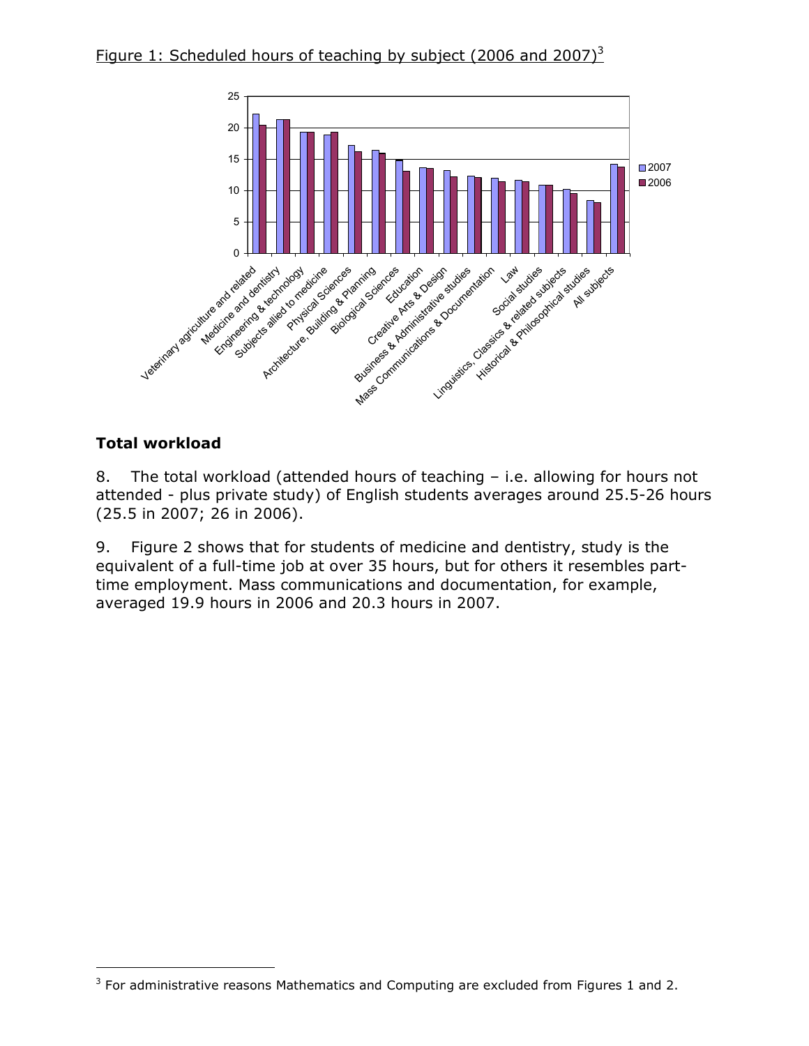Figure 1: Scheduled hours of teaching by subject (2006 and 2007)[3]

## Total workload

8. The total workload (attended hours of teaching – i.e. allowing for hours not attended - plus private study) of English students averages around 25.5-26 hours (25.5 in 2007; 26 in 2006).

9. Figure 2 shows that for students of medicine and dentistry, study is the equivalent of a full-time job at over 35 hours, but for others it resembles part-time employment. Mass communications and documentation, for example, averaged 19.9 hours in 2006 and 20.3 hours in 2007.

[3] For administrative reasons Mathematics and Computing are excluded from Figures 1 and 2.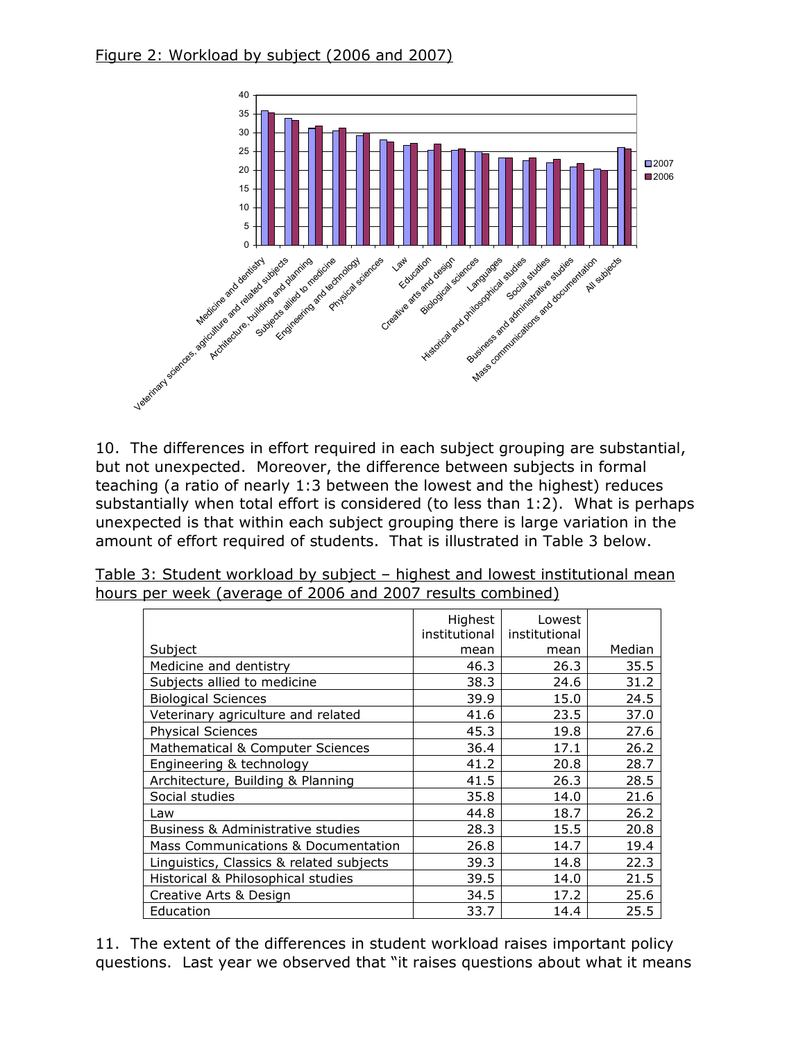Figure 2: Workload by subject (2006 and 2007)

10. The differences in effort required in each subject grouping are substantial, but not unexpected. Moreover, the difference between subjects in formal teaching (a ratio of nearly 1:3 between the lowest and the highest) reduces substantially when total effort is considered (to less than 1:2). What is perhaps unexpected is that within each subject grouping there is large variation in the amount of effort required of students. That is illustrated in Table 3 below.

Table 3: Student workload by subject – highest and lowest institutional mean hours per week (average of 2006 and 2007 results combined)

| Subject | Highest institutional mean | Lowest institutional mean | Median |
|---|---|---|---|
| Medicine and dentistry | 46.3 | 26.3 | 35.5 |
| Subjects allied to medicine | 38.3 | 24.6 | 31.2 |
| Biological Sciences | 39.9 | 15.0 | 24.5 |
| Veterinary agriculture and related | 41.6 | 23.5 | 37.0 |
| Physical Sciences | 45.3 | 19.8 | 27.6 |
| Mathematical & Computer Sciences | 36.4 | 17.1 | 26.2 |
| Engineering & technology | 41.2 | 20.8 | 28.7 |
| Architecture, Building & Planning | 41.5 | 26.3 | 28.5 |
| Social studies | 35.8 | 14.0 | 21.6 |
| Law | 44.8 | 18.7 | 26.2 |
| Business & Administrative studies | 28.3 | 15.5 | 20.8 |
| Mass Communications & Documentation | 26.8 | 14.7 | 19.4 |
| Linguistics, Classics & related subjects | 39.3 | 14.8 | 22.3 |
| Historical & Philosophical studies | 39.5 | 14.0 | 21.5 |
| Creative Arts & Design | 34.5 | 17.2 | 25.6 |
| Education | 33.7 | 14.4 | 25.5 |

11. The extent of the differences in student workload raises important policy questions. Last year we observed that "it raises questions about what it means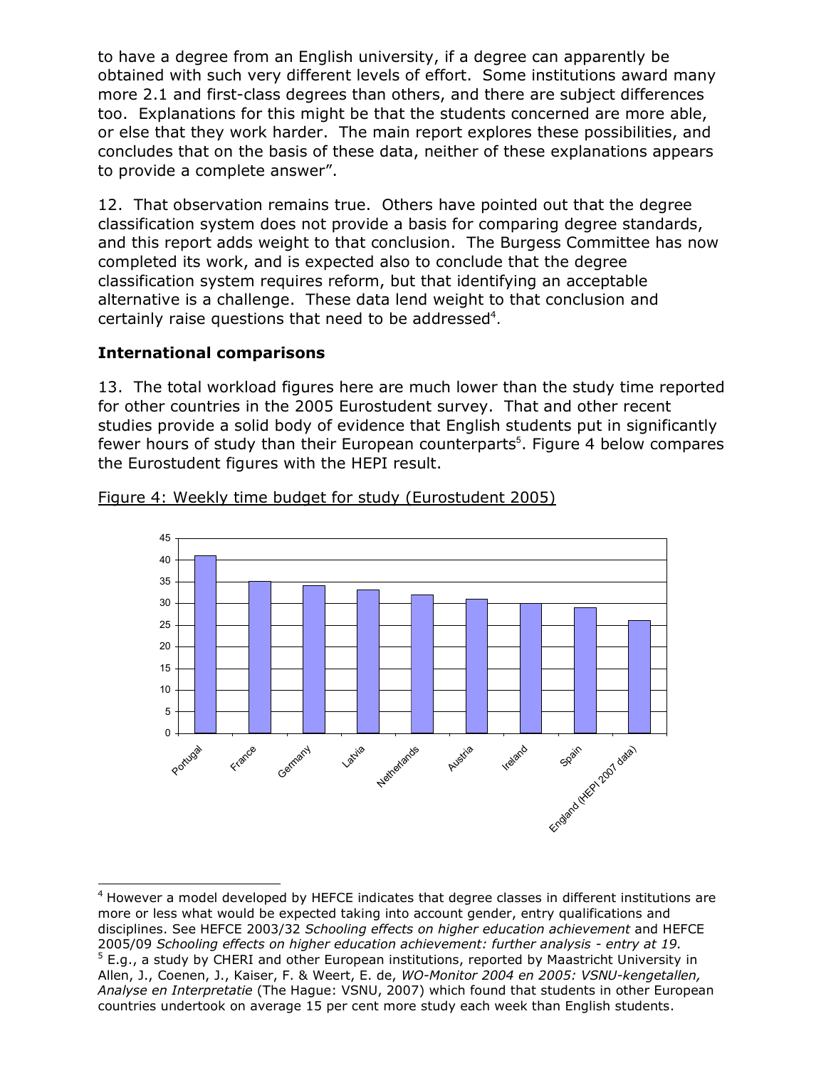to have a degree from an English university, if a degree can apparently be obtained with such very different levels of effort. Some institutions award many more 2.1 and first-class degrees than others, and there are subject differences too. Explanations for this might be that the students concerned are more able, or else that they work harder. The main report explores these possibilities, and concludes that on the basis of these data, neither of these explanations appears to provide a complete answer".

12. That observation remains true. Others have pointed out that the degree classification system does not provide a basis for comparing degree standards, and this report adds weight to that conclusion. The Burgess Committee has now completed its work, and is expected also to conclude that the degree classification system requires reform, but that identifying an acceptable alternative is a challenge. These data lend weight to that conclusion and certainly raise questions that need to be addressed[4].

## International comparisons

13. The total workload figures here are much lower than the study time reported for other countries in the 2005 Eurostudent survey. That and other recent studies provide a solid body of evidence that English students put in significantly fewer hours of study than their European counterparts[5]. Figure 4 below compares the Eurostudent figures with the HEPI result.

Figure 4: Weekly time budget for study (Eurostudent 2005)

---

[4] However a model developed by HEFCE indicates that degree classes in different institutions are more or less what would be expected taking into account gender, entry qualifications and disciplines. See HEFCE 2003/32 *Schooling effects on higher education achievement* and HEFCE 2005/09 *Schooling effects on higher education achievement: further analysis - entry at 19.*

[5] E.g., a study by CHERI and other European institutions, reported by Maastricht University in Allen, J., Coenen, J., Kaiser, F. & Weert, E. de, *WO-Monitor 2004 en 2005: VSNU-kengetallen, Analyse en Interpretatie* (The Hague: VSNU, 2007) which found that students in other European countries undertook on average 15 per cent more study each week than English students.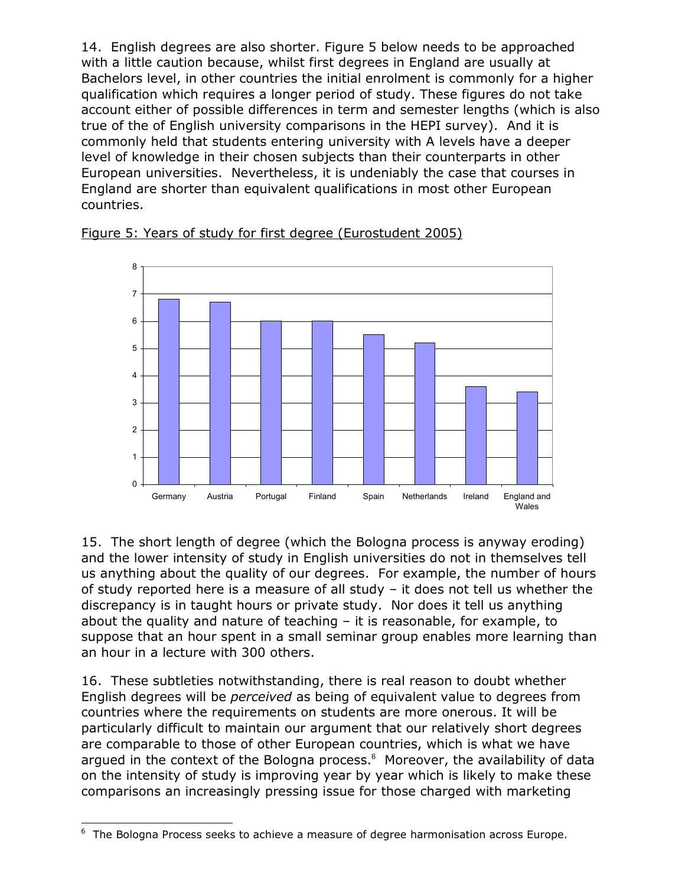14. English degrees are also shorter. Figure 5 below needs to be approached with a little caution because, whilst first degrees in England are usually at Bachelors level, in other countries the initial enrolment is commonly for a higher qualification which requires a longer period of study. These figures do not take account either of possible differences in term and semester lengths (which is also true of the of English university comparisons in the HEPI survey). And it is commonly held that students entering university with A levels have a deeper level of knowledge in their chosen subjects than their counterparts in other European universities. Nevertheless, it is undeniably the case that courses in England are shorter than equivalent qualifications in most other European countries.

Figure 5: Years of study for first degree (Eurostudent 2005)

15. The short length of degree (which the Bologna process is anyway eroding) and the lower intensity of study in English universities do not in themselves tell us anything about the quality of our degrees. For example, the number of hours of study reported here is a measure of all study – it does not tell us whether the discrepancy is in taught hours or private study. Nor does it tell us anything about the quality and nature of teaching – it is reasonable, for example, to suppose that an hour spent in a small seminar group enables more learning than an hour in a lecture with 300 others.

16. These subtleties notwithstanding, there is real reason to doubt whether English degrees will be *perceived* as being of equivalent value to degrees from countries where the requirements on students are more onerous. It will be particularly difficult to maintain our argument that our relatively short degrees are comparable to those of other European countries, which is what we have argued in the context of the Bologna process.[6] Moreover, the availability of data on the intensity of study is improving year by year which is likely to make these comparisons an increasingly pressing issue for those charged with marketing

[6] The Bologna Process seeks to achieve a measure of degree harmonisation across Europe.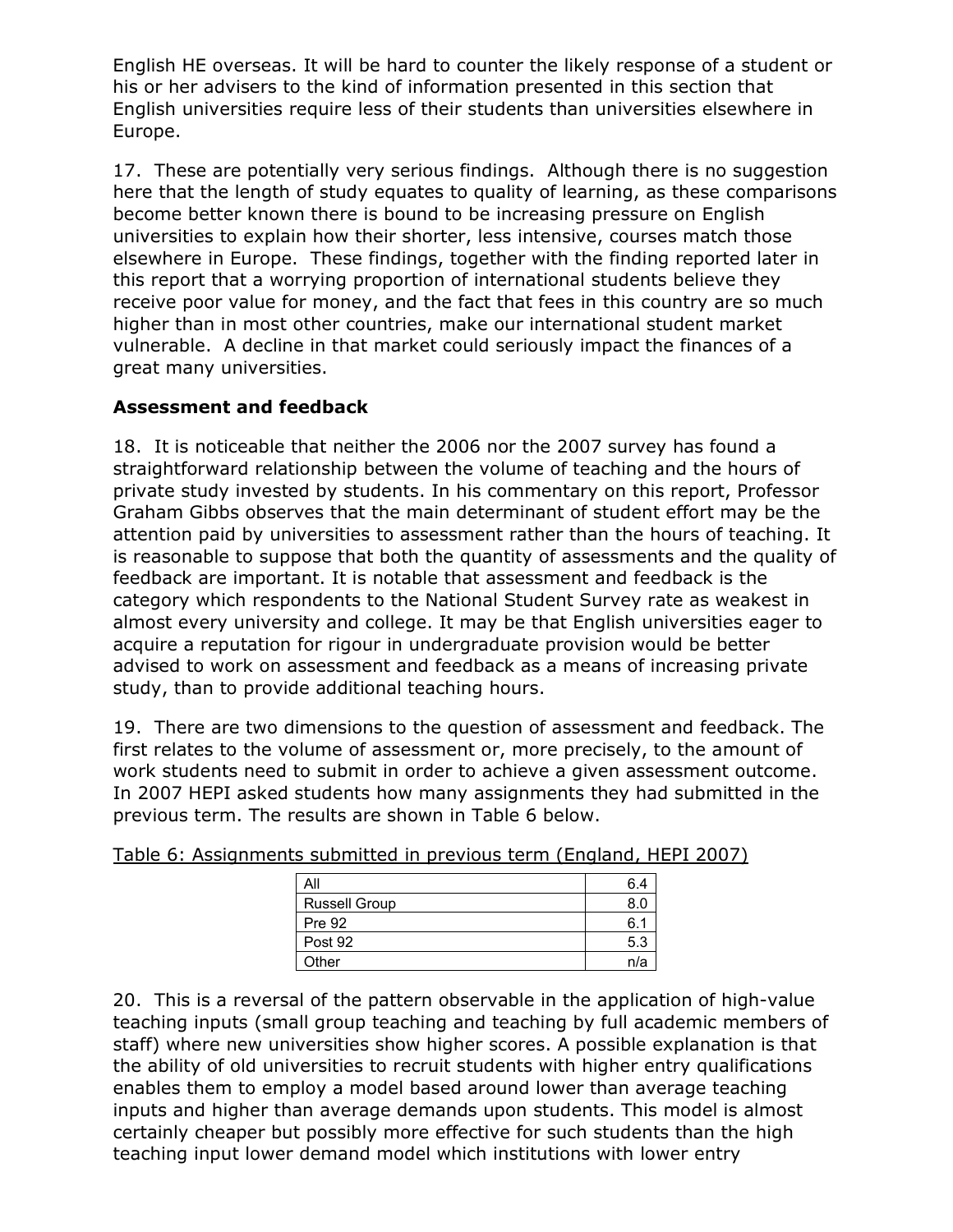English HE overseas. It will be hard to counter the likely response of a student or his or her advisers to the kind of information presented in this section that English universities require less of their students than universities elsewhere in Europe.

17. These are potentially very serious findings. Although there is no suggestion here that the length of study equates to quality of learning, as these comparisons become better known there is bound to be increasing pressure on English universities to explain how their shorter, less intensive, courses match those elsewhere in Europe. These findings, together with the finding reported later in this report that a worrying proportion of international students believe they receive poor value for money, and the fact that fees in this country are so much higher than in most other countries, make our international student market vulnerable. A decline in that market could seriously impact the finances of a great many universities.

### Assessment and feedback

18. It is noticeable that neither the 2006 nor the 2007 survey has found a straightforward relationship between the volume of teaching and the hours of private study invested by students. In his commentary on this report, Professor Graham Gibbs observes that the main determinant of student effort may be the attention paid by universities to assessment rather than the hours of teaching. It is reasonable to suppose that both the quantity of assessments and the quality of feedback are important. It is notable that assessment and feedback is the category which respondents to the National Student Survey rate as weakest in almost every university and college. It may be that English universities eager to acquire a reputation for rigour in undergraduate provision would be better advised to work on assessment and feedback as a means of increasing private study, than to provide additional teaching hours.

19. There are two dimensions to the question of assessment and feedback. The first relates to the volume of assessment or, more precisely, to the amount of work students need to submit in order to achieve a given assessment outcome. In 2007 HEPI asked students how many assignments they had submitted in the previous term. The results are shown in Table 6 below.

Table 6: Assignments submitted in previous term (England, HEPI 2007)

| | |
|---|---|
| All | 6.4 |
| Russell Group | 8.0 |
| Pre 92 | 6.1 |
| Post 92 | 5.3 |
| Other | n/a |

20. This is a reversal of the pattern observable in the application of high-value teaching inputs (small group teaching and teaching by full academic members of staff) where new universities show higher scores. A possible explanation is that the ability of old universities to recruit students with higher entry qualifications enables them to employ a model based around lower than average teaching inputs and higher than average demands upon students. This model is almost certainly cheaper but possibly more effective for such students than the high teaching input lower demand model which institutions with lower entry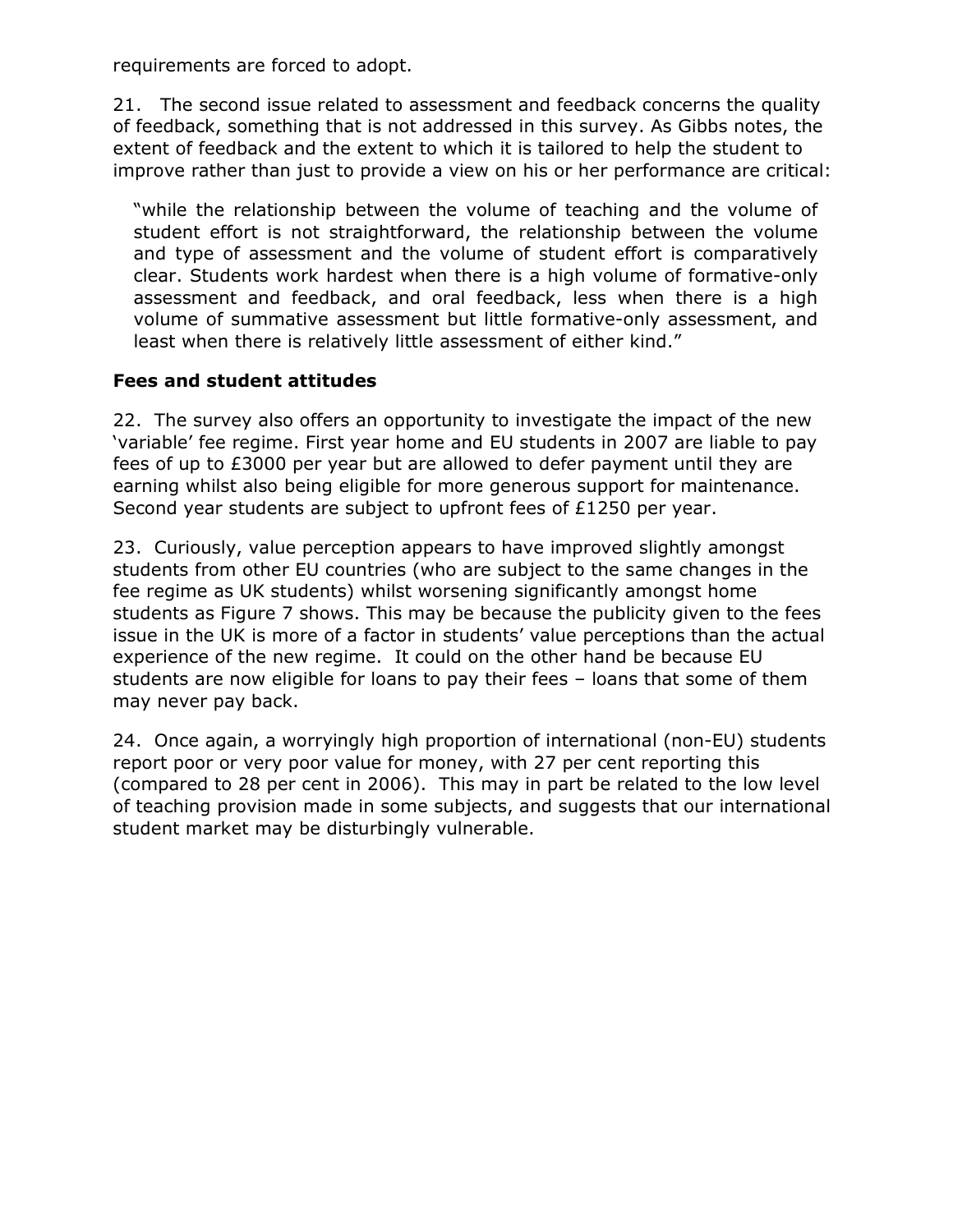requirements are forced to adopt.

21. The second issue related to assessment and feedback concerns the quality of feedback, something that is not addressed in this survey. As Gibbs notes, the extent of feedback and the extent to which it is tailored to help the student to improve rather than just to provide a view on his or her performance are critical:

> "while the relationship between the volume of teaching and the volume of student effort is not straightforward, the relationship between the volume and type of assessment and the volume of student effort is comparatively clear. Students work hardest when there is a high volume of formative-only assessment and feedback, and oral feedback, less when there is a high volume of summative assessment but little formative-only assessment, and least when there is relatively little assessment of either kind."

### Fees and student attitudes

22. The survey also offers an opportunity to investigate the impact of the new 'variable' fee regime. First year home and EU students in 2007 are liable to pay fees of up to £3000 per year but are allowed to defer payment until they are earning whilst also being eligible for more generous support for maintenance. Second year students are subject to upfront fees of £1250 per year.

23. Curiously, value perception appears to have improved slightly amongst students from other EU countries (who are subject to the same changes in the fee regime as UK students) whilst worsening significantly amongst home students as Figure 7 shows. This may be because the publicity given to the fees issue in the UK is more of a factor in students' value perceptions than the actual experience of the new regime. It could on the other hand be because EU students are now eligible for loans to pay their fees – loans that some of them may never pay back.

24. Once again, a worryingly high proportion of international (non-EU) students report poor or very poor value for money, with 27 per cent reporting this (compared to 28 per cent in 2006). This may in part be related to the low level of teaching provision made in some subjects, and suggests that our international student market may be disturbingly vulnerable.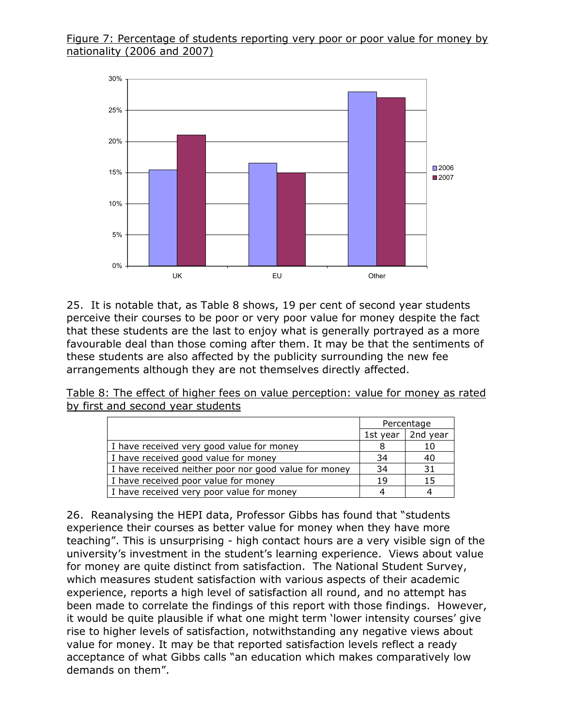Figure 7: Percentage of students reporting very poor or poor value for money by nationality (2006 and 2007)

25. It is notable that, as Table 8 shows, 19 per cent of second year students perceive their courses to be poor or very poor value for money despite the fact that these students are the last to enjoy what is generally portrayed as a more favourable deal than those coming after them. It may be that the sentiments of these students are also affected by the publicity surrounding the new fee arrangements although they are not themselves directly affected.

Table 8: The effect of higher fees on value perception: value for money as rated by first and second year students

| | Percentage | |
|---|---|---|
| | 1st year | 2nd year |
| I have received very good value for money | 8 | 10 |
| I have received good value for money | 34 | 40 |
| I have received neither poor nor good value for money | 34 | 31 |
| I have received poor value for money | 19 | 15 |
| I have received very poor value for money | 4 | 4 |

26. Reanalysing the HEPI data, Professor Gibbs has found that "students experience their courses as better value for money when they have more teaching". This is unsurprising - high contact hours are a very visible sign of the university's investment in the student's learning experience. Views about value for money are quite distinct from satisfaction. The National Student Survey, which measures student satisfaction with various aspects of their academic experience, reports a high level of satisfaction all round, and no attempt has been made to correlate the findings of this report with those findings. However, it would be quite plausible if what one might term 'lower intensity courses' give rise to higher levels of satisfaction, notwithstanding any negative views about value for money. It may be that reported satisfaction levels reflect a ready acceptance of what Gibbs calls "an education which makes comparatively low demands on them".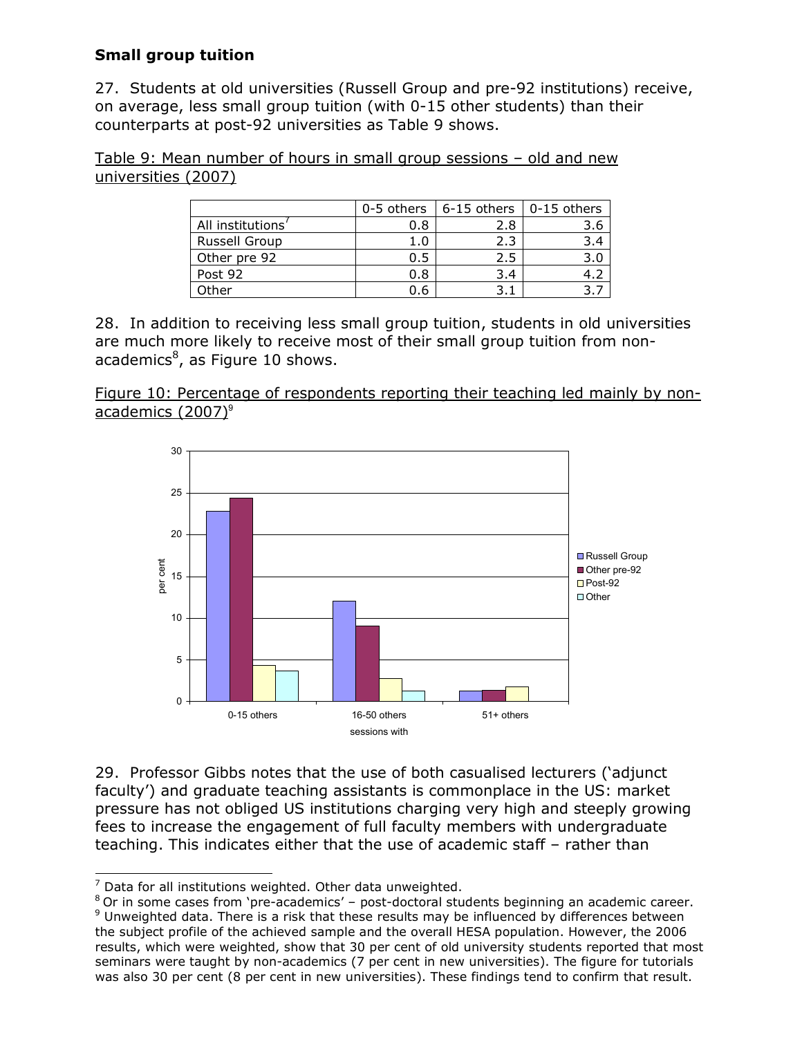## Small group tuition

27. Students at old universities (Russell Group and pre-92 institutions) receive, on average, less small group tuition (with 0-15 other students) than their counterparts at post-92 universities as Table 9 shows.

Table 9: Mean number of hours in small group sessions – old and new universities (2007)

| | 0-5 others | 6-15 others | 0-15 others |
|---|---|---|---|
| All institutions[7] | 0.8 | 2.8 | 3.6 |
| Russell Group | 1.0 | 2.3 | 3.4 |
| Other pre 92 | 0.5 | 2.5 | 3.0 |
| Post 92 | 0.8 | 3.4 | 4.2 |
| Other | 0.6 | 3.1 | 3.7 |

28. In addition to receiving less small group tuition, students in old universities are much more likely to receive most of their small group tuition from non-academics[8], as Figure 10 shows.

Figure 10: Percentage of respondents reporting their teaching led mainly by non-academics (2007)[9]

29. Professor Gibbs notes that the use of both casualised lecturers ('adjunct faculty') and graduate teaching assistants is commonplace in the US: market pressure has not obliged US institutions charging very high and steeply growing fees to increase the engagement of full faculty members with undergraduate teaching. This indicates either that the use of academic staff – rather than

[7] Data for all institutions weighted. Other data unweighted.

[8] Or in some cases from 'pre-academics' – post-doctoral students beginning an academic career.

[9] Unweighted data. There is a risk that these results may be influenced by differences between the subject profile of the achieved sample and the overall HESA population. However, the 2006 results, which were weighted, show that 30 per cent of old university students reported that most seminars were taught by non-academics (7 per cent in new universities). The figure for tutorials was also 30 per cent (8 per cent in new universities). These findings tend to confirm that result.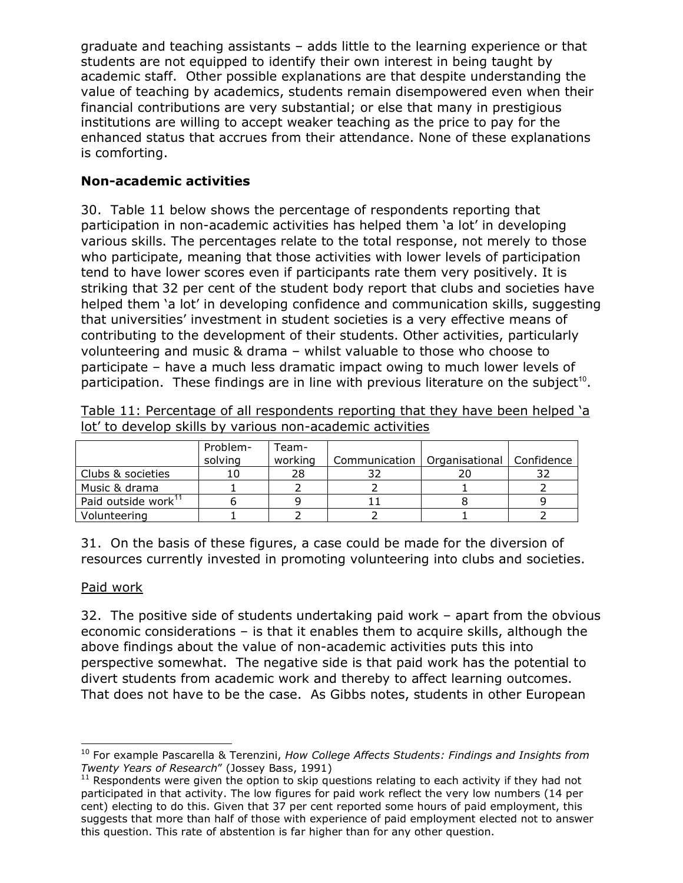graduate and teaching assistants – adds little to the learning experience or that students are not equipped to identify their own interest in being taught by academic staff. Other possible explanations are that despite understanding the value of teaching by academics, students remain disempowered even when their financial contributions are very substantial; or else that many in prestigious institutions are willing to accept weaker teaching as the price to pay for the enhanced status that accrues from their attendance. None of these explanations is comforting.

## Non-academic activities

30. Table 11 below shows the percentage of respondents reporting that participation in non-academic activities has helped them 'a lot' in developing various skills. The percentages relate to the total response, not merely to those who participate, meaning that those activities with lower levels of participation tend to have lower scores even if participants rate them very positively. It is striking that 32 per cent of the student body report that clubs and societies have helped them 'a lot' in developing confidence and communication skills, suggesting that universities' investment in student societies is a very effective means of contributing to the development of their students. Other activities, particularly volunteering and music & drama – whilst valuable to those who choose to participate – have a much less dramatic impact owing to much lower levels of participation. These findings are in line with previous literature on the subject[10].

Table 11: Percentage of all respondents reporting that they have been helped 'a lot' to develop skills by various non-academic activities

| | Problem-solving | Team-working | Communication | Organisational | Confidence |
|---|---|---|---|---|---|
| Clubs & societies | 10 | 28 | 32 | 20 | 32 |
| Music & drama | 1 | 2 | 2 | 1 | 2 |
| Paid outside work[11] | 6 | 9 | 11 | 8 | 9 |
| Volunteering | 1 | 2 | 2 | 1 | 2 |

31. On the basis of these figures, a case could be made for the diversion of resources currently invested in promoting volunteering into clubs and societies.

Paid work

32. The positive side of students undertaking paid work – apart from the obvious economic considerations – is that it enables them to acquire skills, although the above findings about the value of non-academic activities puts this into perspective somewhat. The negative side is that paid work has the potential to divert students from academic work and thereby to affect learning outcomes. That does not have to be the case. As Gibbs notes, students in other European

[10] For example Pascarella & Terenzini, *How College Affects Students: Findings and Insights from Twenty Years of Research*" (Jossey Bass, 1991)

[11] Respondents were given the option to skip questions relating to each activity if they had not participated in that activity. The low figures for paid work reflect the very low numbers (14 per cent) electing to do this. Given that 37 per cent reported some hours of paid employment, this suggests that more than half of those with experience of paid employment elected not to answer this question. This rate of abstention is far higher than for any other question.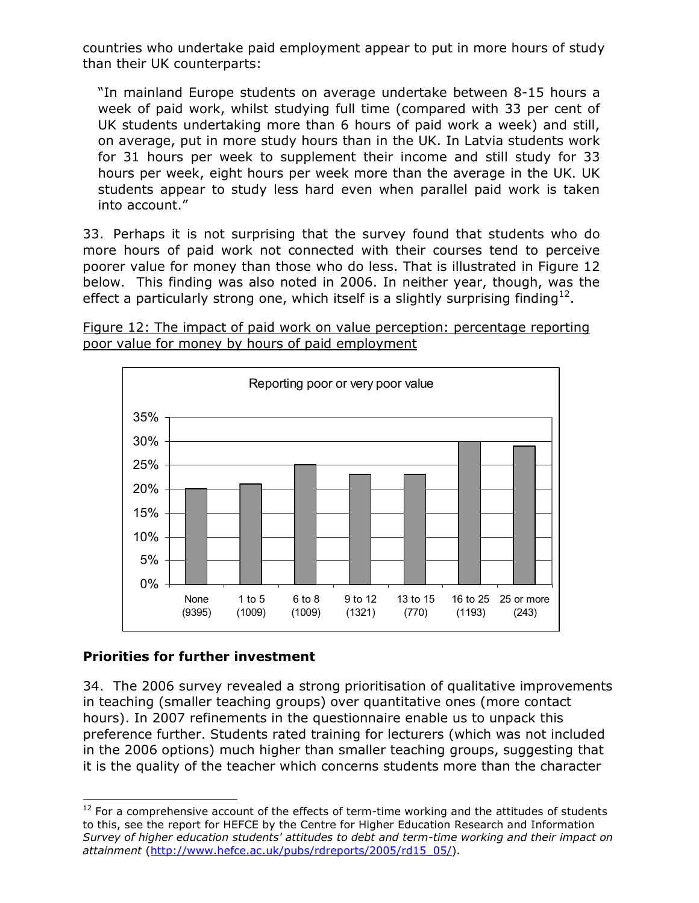countries who undertake paid employment appear to put in more hours of study than their UK counterparts:

> "In mainland Europe students on average undertake between 8-15 hours a week of paid work, whilst studying full time (compared with 33 per cent of UK students undertaking more than 6 hours of paid work a week) and still, on average, put in more study hours than in the UK. In Latvia students work for 31 hours per week to supplement their income and still study for 33 hours per week, eight hours per week more than the average in the UK. UK students appear to study less hard even when parallel paid work is taken into account."

33. Perhaps it is not surprising that the survey found that students who do more hours of paid work not connected with their courses tend to perceive poorer value for money than those who do less. That is illustrated in Figure 12 below. This finding was also noted in 2006. In neither year, though, was the effect a particularly strong one, which itself is a slightly surprising finding[12].

Figure 12: The impact of paid work on value perception: percentage reporting poor value for money by hours of paid employment

Reporting poor or very poor value

| Hours of paid employment | Reporting poor or very poor value |
|---|---|
| None (9395) | 20% |
| 1 to 5 (1009) | 21% |
| 6 to 8 (1009) | 25% |
| 9 to 12 (1321) | 23% |
| 13 to 15 (770) | 23% |
| 16 to 25 (1193) | 30% |
| 25 or more (243) | 29% |

## Priorities for further investment

34. The 2006 survey revealed a strong prioritisation of qualitative improvements in teaching (smaller teaching groups) over quantitative ones (more contact hours). In 2007 refinements in the questionnaire enable us to unpack this preference further. Students rated training for lecturers (which was not included in the 2006 options) much higher than smaller teaching groups, suggesting that it is the quality of the teacher which concerns students more than the character

[12] For a comprehensive account of the effects of term-time working and the attitudes of students to this, see the report for HEFCE by the Centre for Higher Education Research and Information *Survey of higher education students' attitudes to debt and term-time working and their impact on attainment* (http://www.hefce.ac.uk/pubs/rdreports/2005/rd15_05/).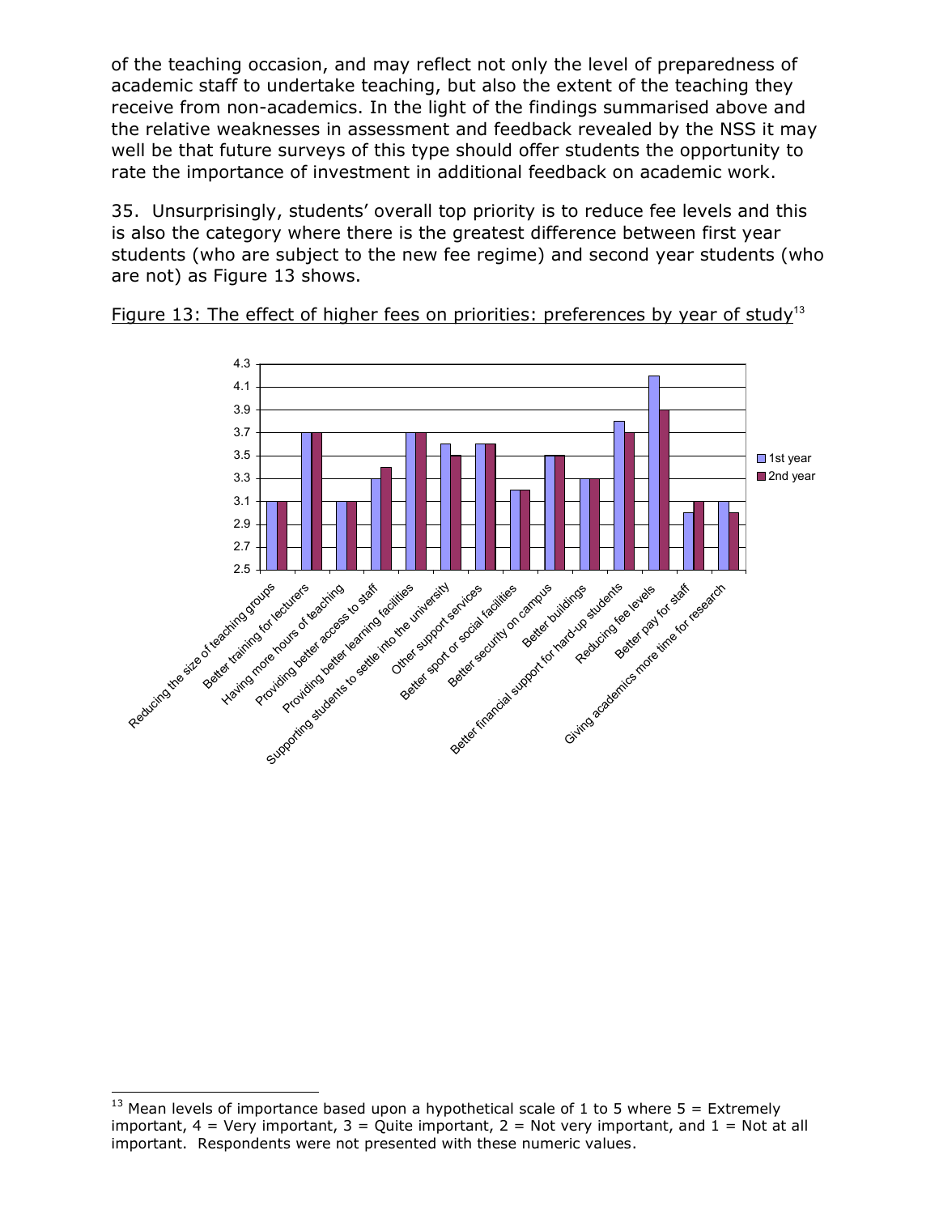of the teaching occasion, and may reflect not only the level of preparedness of academic staff to undertake teaching, but also the extent of the teaching they receive from non-academics. In the light of the findings summarised above and the relative weaknesses in assessment and feedback revealed by the NSS it may well be that future surveys of this type should offer students the opportunity to rate the importance of investment in additional feedback on academic work.

35. Unsurprisingly, students' overall top priority is to reduce fee levels and this is also the category where there is the greatest difference between first year students (who are subject to the new fee regime) and second year students (who are not) as Figure 13 shows.

Figure 13: The effect of higher fees on priorities: preferences by year of study[13]

4.3
4.1
3.9
3.7
3.5
3.3
3.1
2.9
2.7
2.5

1st year
2nd year

Reducing the size of teaching groups
Better training for lecturers
Having more hours of teaching
Providing better access to staff
Providing better learning facilities
Supporting students to settle into the university
Other support services
Better sport or social facilities
Better security on campus
Better buildings
Better financial support for hard-up students
Reducing fee levels
Better pay for staff
Giving academics more time for research

[13] Mean levels of importance based upon a hypothetical scale of 1 to 5 where 5 = Extremely important, 4 = Very important, 3 = Quite important, 2 = Not very important, and 1 = Not at all important. Respondents were not presented with these numeric values.